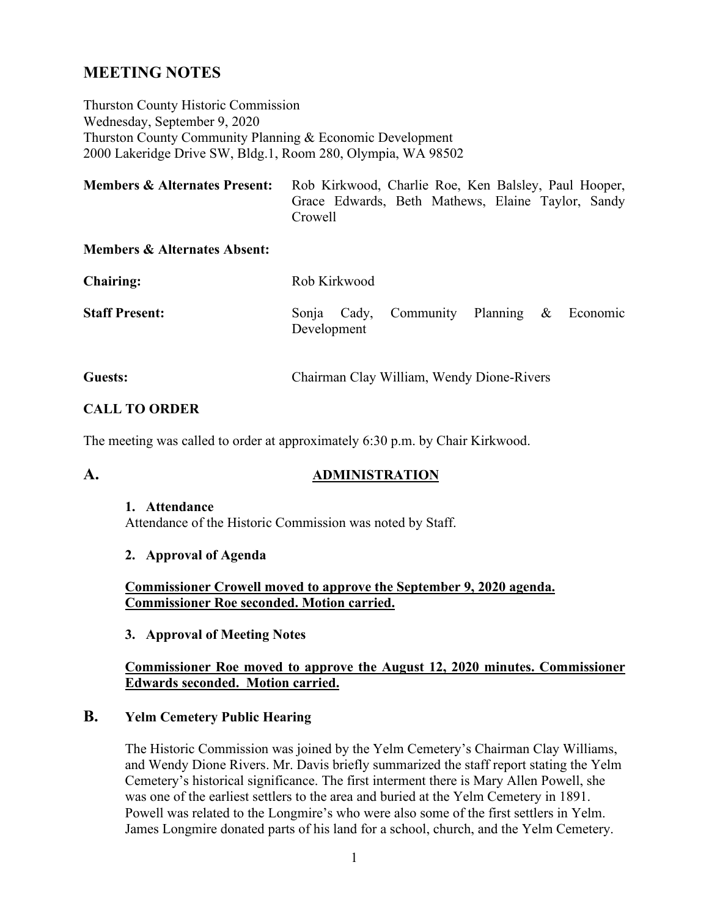# MEETING NOTES

Thurston County Historic Commission
Wednesday, September 9, 2020
Thurston County Community Planning & Economic Development
2000 Lakeridge Drive SW, Bldg.1, Room 280, Olympia, WA 98502

**Members & Alternates Present:** Rob Kirkwood, Charlie Roe, Ken Balsley, Paul Hooper, Grace Edwards, Beth Mathews, Elaine Taylor, Sandy Crowell

**Members & Alternates Absent:**

**Chairing:** Rob Kirkwood

**Staff Present:** Sonja Cady, Community Planning & Economic Development

**Guests:** Chairman Clay William, Wendy Dione-Rivers

## CALL TO ORDER

The meeting was called to order at approximately 6:30 p.m. by Chair Kirkwood.

## A. ADMINISTRATION

**1. Attendance**

Attendance of the Historic Commission was noted by Staff.

**2. Approval of Agenda**

**Commissioner Crowell moved to approve the September 9, 2020 agenda. Commissioner Roe seconded. Motion carried.**

**3. Approval of Meeting Notes**

**Commissioner Roe moved to approve the August 12, 2020 minutes. Commissioner Edwards seconded. Motion carried.**

## B. Yelm Cemetery Public Hearing

The Historic Commission was joined by the Yelm Cemetery's Chairman Clay Williams, and Wendy Dione Rivers. Mr. Davis briefly summarized the staff report stating the Yelm Cemetery's historical significance. The first interment there is Mary Allen Powell, she was one of the earliest settlers to the area and buried at the Yelm Cemetery in 1891. Powell was related to the Longmire's who were also some of the first settlers in Yelm. James Longmire donated parts of his land for a school, church, and the Yelm Cemetery.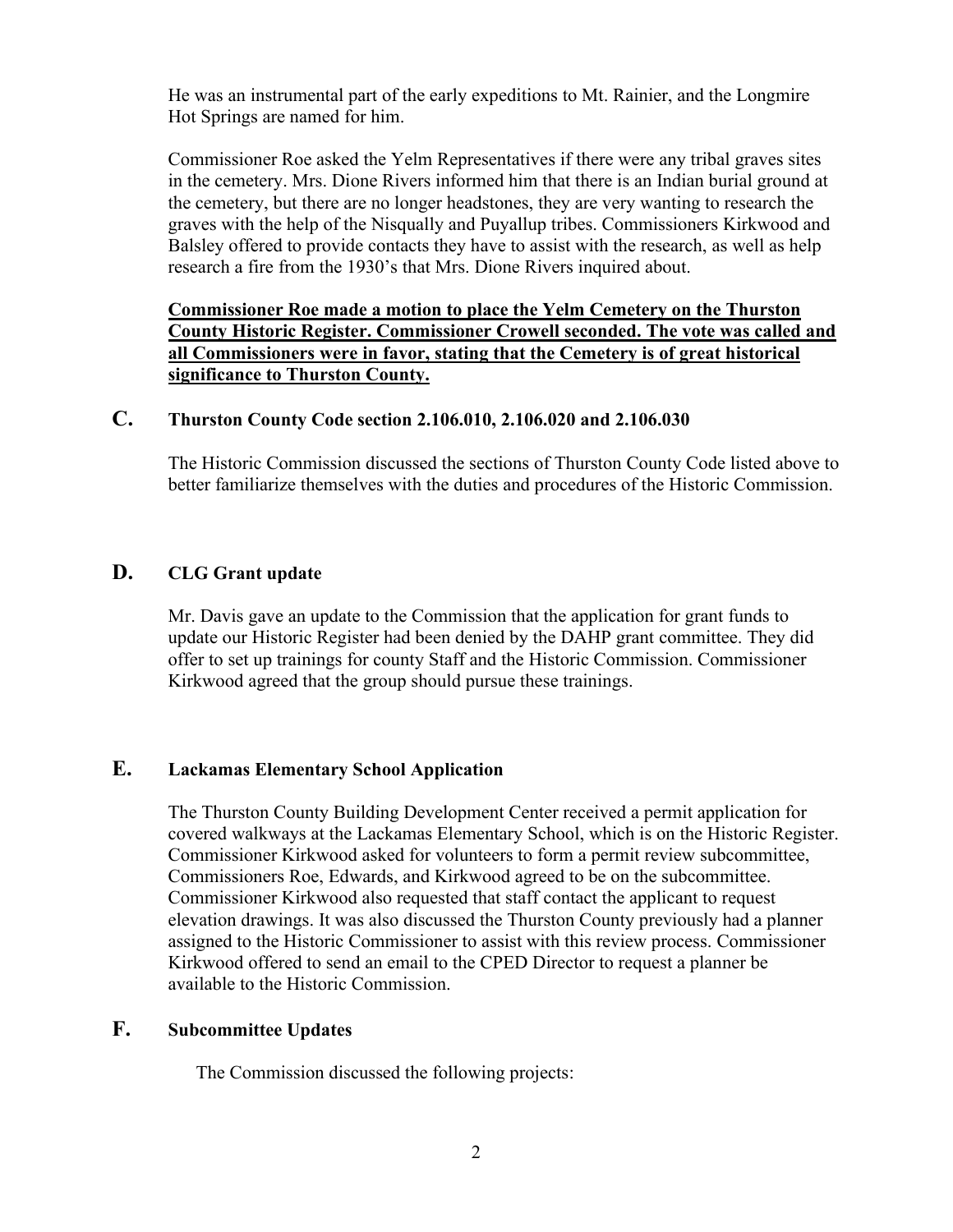He was an instrumental part of the early expeditions to Mt. Rainier, and the Longmire Hot Springs are named for him.

Commissioner Roe asked the Yelm Representatives if there were any tribal graves sites in the cemetery. Mrs. Dione Rivers informed him that there is an Indian burial ground at the cemetery, but there are no longer headstones, they are very wanting to research the graves with the help of the Nisqually and Puyallup tribes. Commissioners Kirkwood and Balsley offered to provide contacts they have to assist with the research, as well as help research a fire from the 1930's that Mrs. Dione Rivers inquired about.

**Commissioner Roe made a motion to place the Yelm Cemetery on the Thurston County Historic Register. Commissioner Crowell seconded. The vote was called and all Commissioners were in favor, stating that the Cemetery is of great historical significance to Thurston County.**

## C. Thurston County Code section 2.106.010, 2.106.020 and 2.106.030

The Historic Commission discussed the sections of Thurston County Code listed above to better familiarize themselves with the duties and procedures of the Historic Commission.

## D. CLG Grant update

Mr. Davis gave an update to the Commission that the application for grant funds to update our Historic Register had been denied by the DAHP grant committee. They did offer to set up trainings for county Staff and the Historic Commission. Commissioner Kirkwood agreed that the group should pursue these trainings.

## E. Lackamas Elementary School Application

The Thurston County Building Development Center received a permit application for covered walkways at the Lackamas Elementary School, which is on the Historic Register. Commissioner Kirkwood asked for volunteers to form a permit review subcommittee, Commissioners Roe, Edwards, and Kirkwood agreed to be on the subcommittee. Commissioner Kirkwood also requested that staff contact the applicant to request elevation drawings. It was also discussed the Thurston County previously had a planner assigned to the Historic Commissioner to assist with this review process. Commissioner Kirkwood offered to send an email to the CPED Director to request a planner be available to the Historic Commission.

## F. Subcommittee Updates

The Commission discussed the following projects: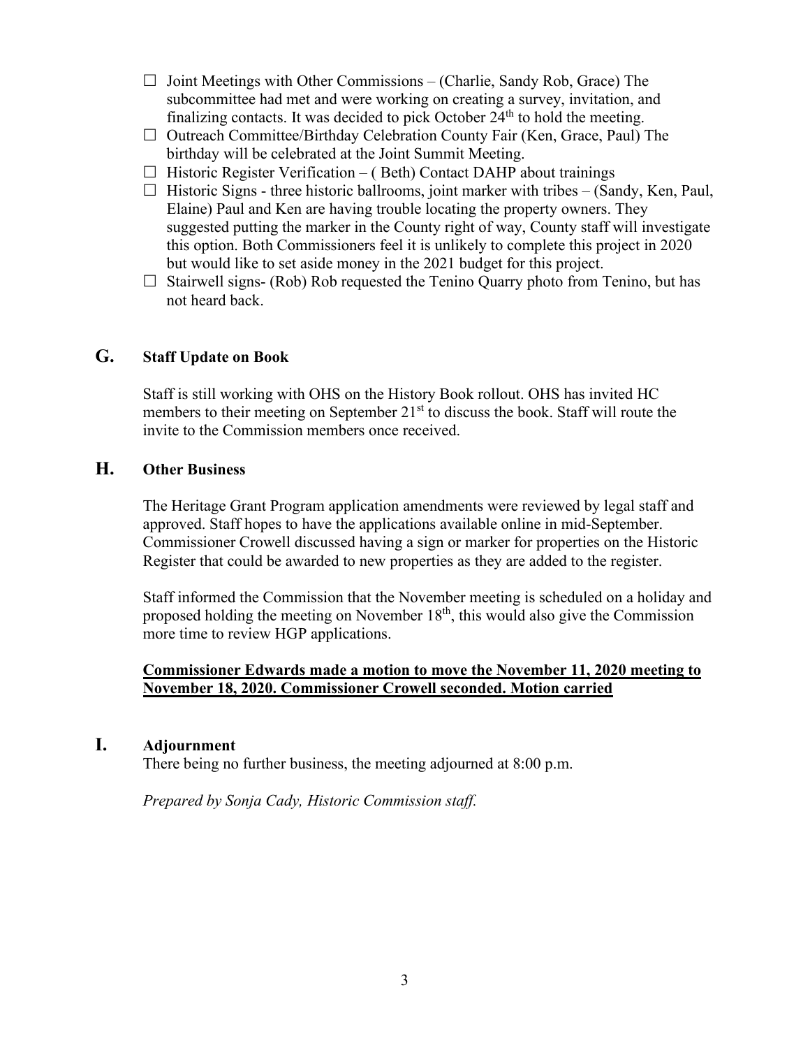- ☐ Joint Meetings with Other Commissions – (Charlie, Sandy Rob, Grace) The subcommittee had met and were working on creating a survey, invitation, and finalizing contacts. It was decided to pick October 24th to hold the meeting.
- ☐ Outreach Committee/Birthday Celebration County Fair (Ken, Grace, Paul) The birthday will be celebrated at the Joint Summit Meeting.
- ☐ Historic Register Verification – ( Beth) Contact DAHP about trainings
- ☐ Historic Signs - three historic ballrooms, joint marker with tribes – (Sandy, Ken, Paul, Elaine) Paul and Ken are having trouble locating the property owners. They suggested putting the marker in the County right of way, County staff will investigate this option. Both Commissioners feel it is unlikely to complete this project in 2020 but would like to set aside money in the 2021 budget for this project.
- ☐ Stairwell signs- (Rob) Rob requested the Tenino Quarry photo from Tenino, but has not heard back.

## G. Staff Update on Book

Staff is still working with OHS on the History Book rollout. OHS has invited HC members to their meeting on September 21st to discuss the book. Staff will route the invite to the Commission members once received.

## H. Other Business

The Heritage Grant Program application amendments were reviewed by legal staff and approved. Staff hopes to have the applications available online in mid-September. Commissioner Crowell discussed having a sign or marker for properties on the Historic Register that could be awarded to new properties as they are added to the register.

Staff informed the Commission that the November meeting is scheduled on a holiday and proposed holding the meeting on November 18th, this would also give the Commission more time to review HGP applications.

**Commissioner Edwards made a motion to move the November 11, 2020 meeting to November 18, 2020. Commissioner Crowell seconded. Motion carried**

## I. Adjournment

There being no further business, the meeting adjourned at 8:00 p.m.

*Prepared by Sonja Cady, Historic Commission staff.*